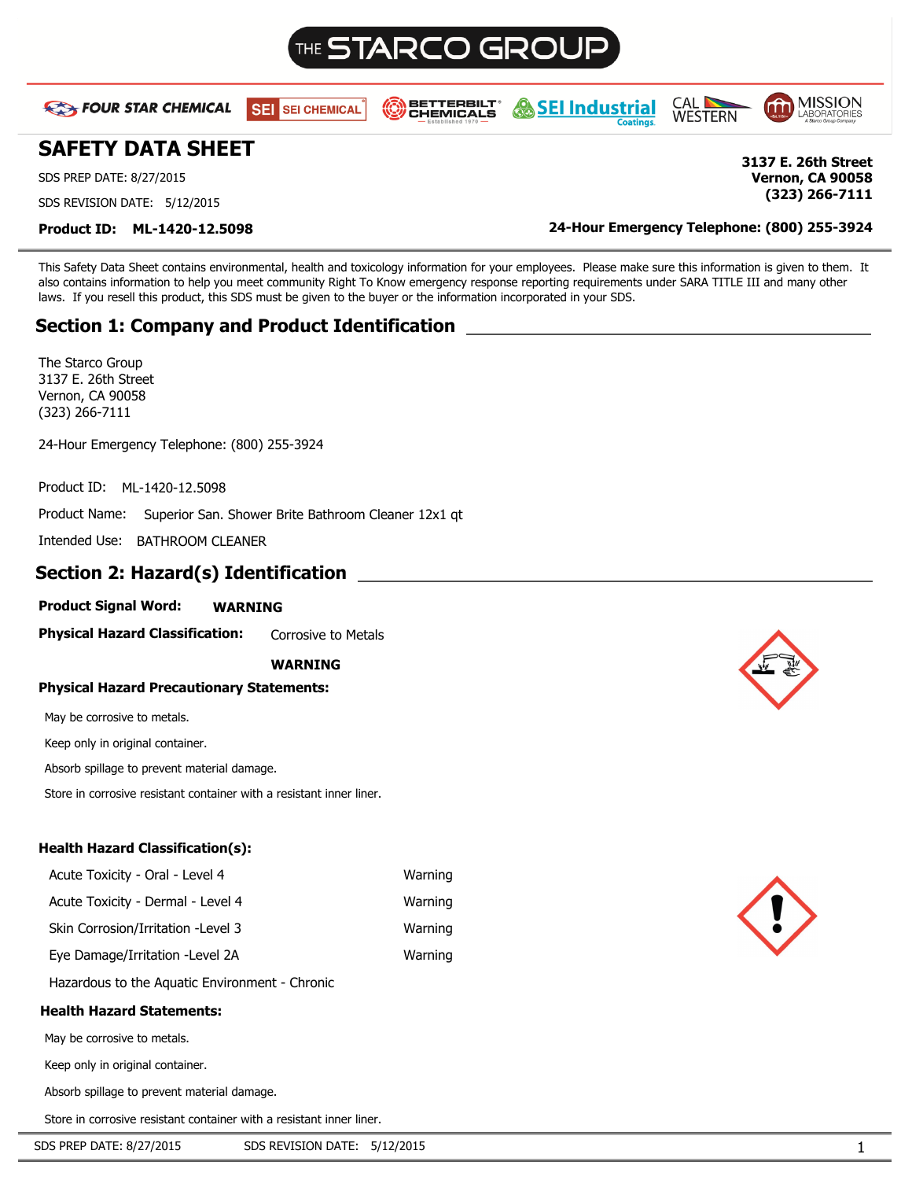THE STARCO GROUP

FOUR STAR CHEMICAL | SEI CHEMICAL | BETTERBILT CHEMICALS | SEI Industrial Coatings | CAL WESTERN | MISSION LABORATORIES

# SAFETY DATA SHEET

SDS PREP DATE: 8/27/2015

SDS REVISION DATE: 5/12/2015

**Product ID: ML-1420-12.5098**

**3137 E. 26th Street**
**Vernon, CA 90058**
**(323) 266-7111**

**24-Hour Emergency Telephone: (800) 255-3924**

This Safety Data Sheet contains environmental, health and toxicology information for your employees. Please make sure this information is given to them. It also contains information to help you meet community Right To Know emergency response reporting requirements under SARA TITLE III and many other laws. If you resell this product, this SDS must be given to the buyer or the information incorporated in your SDS.

## Section 1: Company and Product Identification

The Starco Group
3137 E. 26th Street
Vernon, CA 90058
(323) 266-7111

24-Hour Emergency Telephone: (800) 255-3924

Product ID: ML-1420-12.5098

Product Name: Superior San. Shower Brite Bathroom Cleaner 12x1 qt

Intended Use: BATHROOM CLEANER

## Section 2: Hazard(s) Identification

**Product Signal Word:** **WARNING**

**Physical Hazard Classification:** Corrosive to Metals

**WARNING**

**Physical Hazard Precautionary Statements:**

May be corrosive to metals.

Keep only in original container.

Absorb spillage to prevent material damage.

Store in corrosive resistant container with a resistant inner liner.

**Health Hazard Classification(s):**

| Classification | Signal Word |
|---|---|
| Acute Toxicity - Oral - Level 4 | Warning |
| Acute Toxicity - Dermal - Level 4 | Warning |
| Skin Corrosion/Irritation -Level 3 | Warning |
| Eye Damage/Irritation -Level 2A | Warning |
| Hazardous to the Aquatic Environment - Chronic | |

**Health Hazard Statements:**

May be corrosive to metals.

Keep only in original container.

Absorb spillage to prevent material damage.

Store in corrosive resistant container with a resistant inner liner.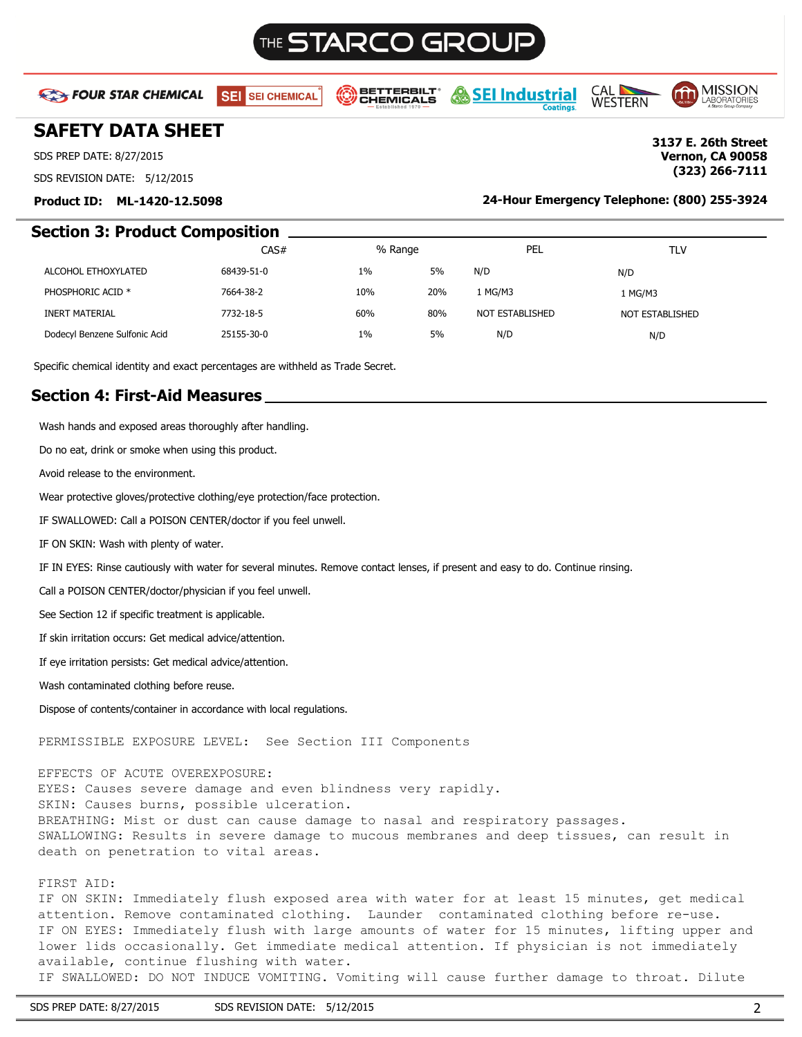THE STARCO GROUP

FOUR STAR CHEMICAL | SEI CHEMICAL | BETTERBILT CHEMICALS | SEI Industrial Coatings | CAL WESTERN | MISSION LABORATORIES

# SAFETY DATA SHEET

SDS PREP DATE: 8/27/2015

SDS REVISION DATE: 5/12/2015

**Product ID: ML-1420-12.5098**

**3137 E. 26th Street**
**Vernon, CA 90058**
**(323) 266-7111**

**24-Hour Emergency Telephone: (800) 255-3924**

## Section 3: Product Composition

| | CAS# | % Range | | PEL | TLV |
|---|---|---|---|---|---|
| ALCOHOL ETHOXYLATED | 68439-51-0 | 1% | 5% | N/D | N/D |
| PHOSPHORIC ACID * | 7664-38-2 | 10% | 20% | 1 MG/M3 | 1 MG/M3 |
| INERT MATERIAL | 7732-18-5 | 60% | 80% | NOT ESTABLISHED | NOT ESTABLISHED |
| Dodecyl Benzene Sulfonic Acid | 25155-30-0 | 1% | 5% | N/D | N/D |

Specific chemical identity and exact percentages are withheld as Trade Secret.

## Section 4: First-Aid Measures

Wash hands and exposed areas thoroughly after handling.

Do no eat, drink or smoke when using this product.

Avoid release to the environment.

Wear protective gloves/protective clothing/eye protection/face protection.

IF SWALLOWED: Call a POISON CENTER/doctor if you feel unwell.

IF ON SKIN: Wash with plenty of water.

IF IN EYES: Rinse cautiously with water for several minutes. Remove contact lenses, if present and easy to do. Continue rinsing.

Call a POISON CENTER/doctor/physician if you feel unwell.

See Section 12 if specific treatment is applicable.

If skin irritation occurs: Get medical advice/attention.

If eye irritation persists: Get medical advice/attention.

Wash contaminated clothing before reuse.

Dispose of contents/container in accordance with local regulations.

PERMISSIBLE EXPOSURE LEVEL: See Section III Components

EFFECTS OF ACUTE OVEREXPOSURE:
EYES: Causes severe damage and even blindness very rapidly.
SKIN: Causes burns, possible ulceration.
BREATHING: Mist or dust can cause damage to nasal and respiratory passages.
SWALLOWING: Results in severe damage to mucous membranes and deep tissues, can result in death on penetration to vital areas.

FIRST AID:
IF ON SKIN: Immediately flush exposed area with water for at least 15 minutes, get medical attention. Remove contaminated clothing. Launder contaminated clothing before re-use.
IF ON EYES: Immediately flush with large amounts of water for 15 minutes, lifting upper and lower lids occasionally. Get immediate medical attention. If physician is not immediately available, continue flushing with water.
IF SWALLOWED: DO NOT INDUCE VOMITING. Vomiting will cause further damage to throat. Dilute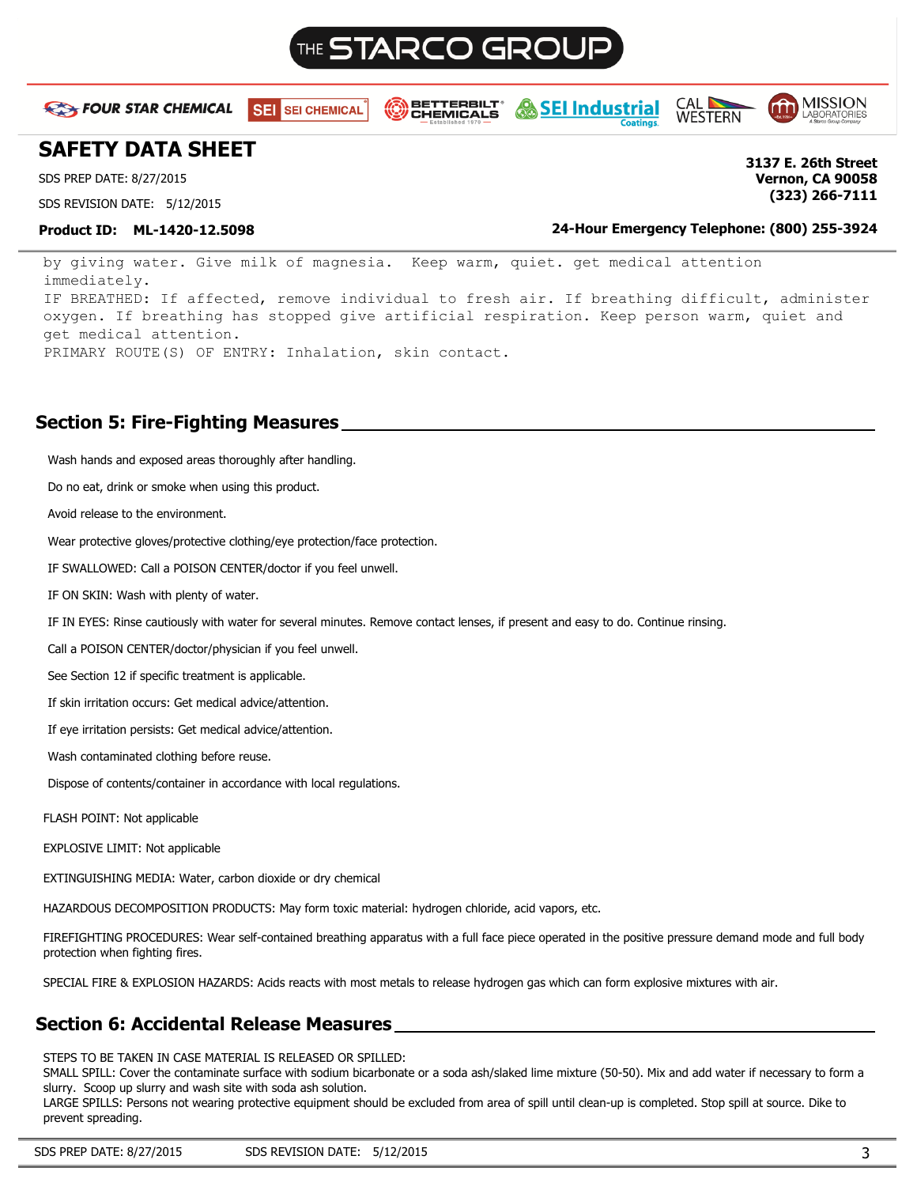by giving water. Give milk of magnesia.  Keep warm, quiet. get medical attention immediately.
IF BREATHED: If affected, remove individual to fresh air. If breathing difficult, administer oxygen. If breathing has stopped give artificial respiration. Keep person warm, quiet and get medical attention.
PRIMARY ROUTE(S) OF ENTRY: Inhalation, skin contact.

## Section 5: Fire-Fighting Measures

Wash hands and exposed areas thoroughly after handling.

Do no eat, drink or smoke when using this product.

Avoid release to the environment.

Wear protective gloves/protective clothing/eye protection/face protection.

IF SWALLOWED: Call a POISON CENTER/doctor if you feel unwell.

IF ON SKIN: Wash with plenty of water.

IF IN EYES: Rinse cautiously with water for several minutes. Remove contact lenses, if present and easy to do. Continue rinsing.

Call a POISON CENTER/doctor/physician if you feel unwell.

See Section 12 if specific treatment is applicable.

If skin irritation occurs: Get medical advice/attention.

If eye irritation persists: Get medical advice/attention.

Wash contaminated clothing before reuse.

Dispose of contents/container in accordance with local regulations.

FLASH POINT: Not applicable

EXPLOSIVE LIMIT: Not applicable

EXTINGUISHING MEDIA: Water, carbon dioxide or dry chemical

HAZARDOUS DECOMPOSITION PRODUCTS: May form toxic material: hydrogen chloride, acid vapors, etc.

FIREFIGHTING PROCEDURES: Wear self-contained breathing apparatus with a full face piece operated in the positive pressure demand mode and full body protection when fighting fires.

SPECIAL FIRE & EXPLOSION HAZARDS: Acids reacts with most metals to release hydrogen gas which can form explosive mixtures with air.

## Section 6: Accidental Release Measures

STEPS TO BE TAKEN IN CASE MATERIAL IS RELEASED OR SPILLED:
SMALL SPILL: Cover the contaminate surface with sodium bicarbonate or a soda ash/slaked lime mixture (50-50). Mix and add water if necessary to form a slurry. Scoop up slurry and wash site with soda ash solution.
LARGE SPILLS: Persons not wearing protective equipment should be excluded from area of spill until clean-up is completed. Stop spill at source. Dike to prevent spreading.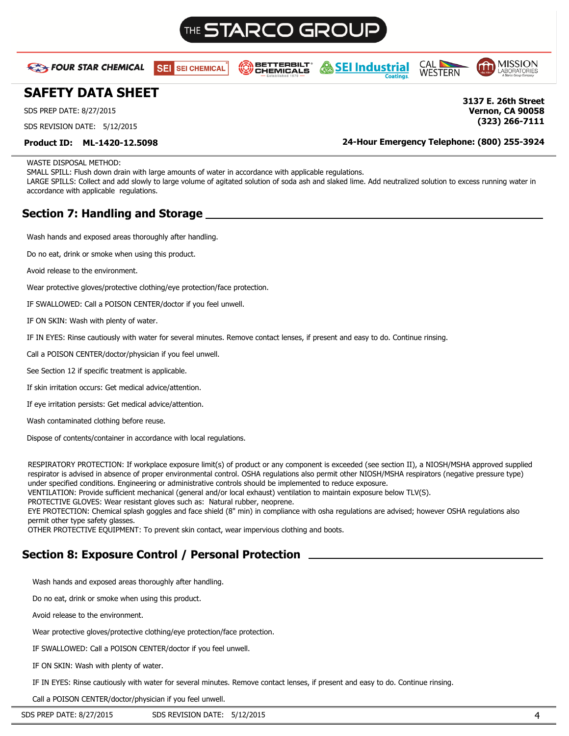WASTE DISPOSAL METHOD:
SMALL SPILL: Flush down drain with large amounts of water in accordance with applicable regulations.
LARGE SPILLS: Collect and add slowly to large volume of agitated solution of soda ash and slaked lime. Add neutralized solution to excess running water in accordance with applicable regulations.

## Section 7: Handling and Storage

Wash hands and exposed areas thoroughly after handling.

Do no eat, drink or smoke when using this product.

Avoid release to the environment.

Wear protective gloves/protective clothing/eye protection/face protection.

IF SWALLOWED: Call a POISON CENTER/doctor if you feel unwell.

IF ON SKIN: Wash with plenty of water.

IF IN EYES: Rinse cautiously with water for several minutes. Remove contact lenses, if present and easy to do. Continue rinsing.

Call a POISON CENTER/doctor/physician if you feel unwell.

See Section 12 if specific treatment is applicable.

If skin irritation occurs: Get medical advice/attention.

If eye irritation persists: Get medical advice/attention.

Wash contaminated clothing before reuse.

Dispose of contents/container in accordance with local regulations.

RESPIRATORY PROTECTION: If workplace exposure limit(s) of product or any component is exceeded (see section II), a NIOSH/MSHA approved supplied respirator is advised in absence of proper environmental control. OSHA regulations also permit other NIOSH/MSHA respirators (negative pressure type) under specified conditions. Engineering or administrative controls should be implemented to reduce exposure.
VENTILATION: Provide sufficient mechanical (general and/or local exhaust) ventilation to maintain exposure below TLV(S).
PROTECTIVE GLOVES: Wear resistant gloves such as: Natural rubber, neoprene.
EYE PROTECTION: Chemical splash goggles and face shield (8" min) in compliance with osha regulations are advised; however OSHA regulations also permit other type safety glasses.
OTHER PROTECTIVE EQUIPMENT: To prevent skin contact, wear impervious clothing and boots.

## Section 8: Exposure Control / Personal Protection

Wash hands and exposed areas thoroughly after handling.

Do no eat, drink or smoke when using this product.

Avoid release to the environment.

Wear protective gloves/protective clothing/eye protection/face protection.

IF SWALLOWED: Call a POISON CENTER/doctor if you feel unwell.

IF ON SKIN: Wash with plenty of water.

IF IN EYES: Rinse cautiously with water for several minutes. Remove contact lenses, if present and easy to do. Continue rinsing.

Call a POISON CENTER/doctor/physician if you feel unwell.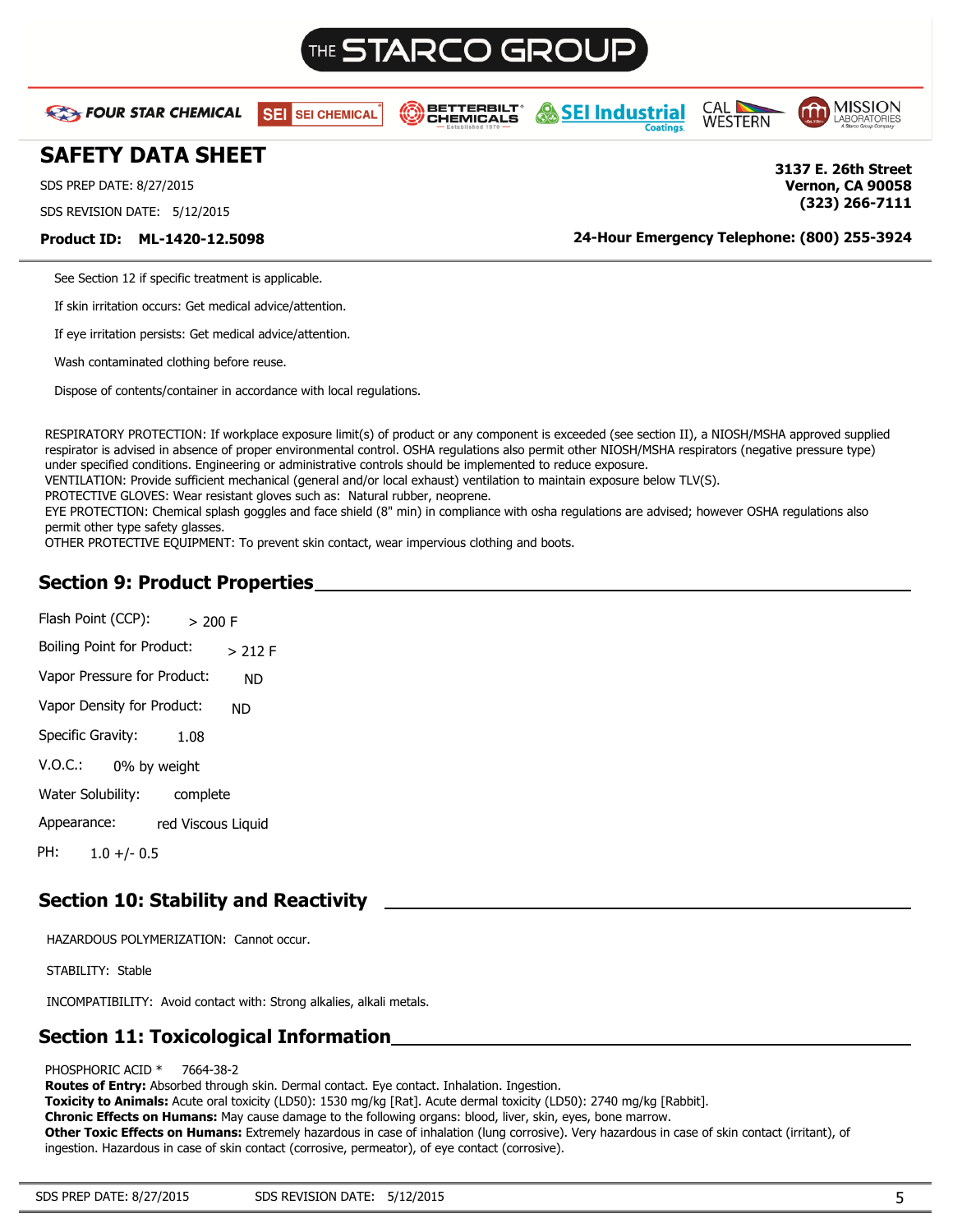See Section 12 if specific treatment is applicable.

If skin irritation occurs: Get medical advice/attention.

If eye irritation persists: Get medical advice/attention.

Wash contaminated clothing before reuse.

Dispose of contents/container in accordance with local regulations.

RESPIRATORY PROTECTION: If workplace exposure limit(s) of product or any component is exceeded (see section II), a NIOSH/MSHA approved supplied respirator is advised in absence of proper environmental control. OSHA regulations also permit other NIOSH/MSHA respirators (negative pressure type) under specified conditions. Engineering or administrative controls should be implemented to reduce exposure.
VENTILATION: Provide sufficient mechanical (general and/or local exhaust) ventilation to maintain exposure below TLV(S).
PROTECTIVE GLOVES: Wear resistant gloves such as: Natural rubber, neoprene.
EYE PROTECTION: Chemical splash goggles and face shield (8" min) in compliance with osha regulations are advised; however OSHA regulations also permit other type safety glasses.
OTHER PROTECTIVE EQUIPMENT: To prevent skin contact, wear impervious clothing and boots.

## Section 9: Product Properties

Flash Point (CCP): > 200 F

Boiling Point for Product: > 212 F

Vapor Pressure for Product: ND

Vapor Density for Product: ND

Specific Gravity: 1.08

V.O.C.: 0% by weight

Water Solubility: complete

Appearance: red Viscous Liquid

PH: 1.0 +/- 0.5

## Section 10: Stability and Reactivity

HAZARDOUS POLYMERIZATION: Cannot occur.

STABILITY: Stable

INCOMPATIBILITY: Avoid contact with: Strong alkalies, alkali metals.

## Section 11: Toxicological Information

PHOSPHORIC ACID * 7664-38-2
**Routes of Entry:** Absorbed through skin. Dermal contact. Eye contact. Inhalation. Ingestion.
**Toxicity to Animals:** Acute oral toxicity (LD50): 1530 mg/kg [Rat]. Acute dermal toxicity (LD50): 2740 mg/kg [Rabbit].
**Chronic Effects on Humans:** May cause damage to the following organs: blood, liver, skin, eyes, bone marrow.
**Other Toxic Effects on Humans:** Extremely hazardous in case of inhalation (lung corrosive). Very hazardous in case of skin contact (irritant), of ingestion. Hazardous in case of skin contact (corrosive, permeator), of eye contact (corrosive).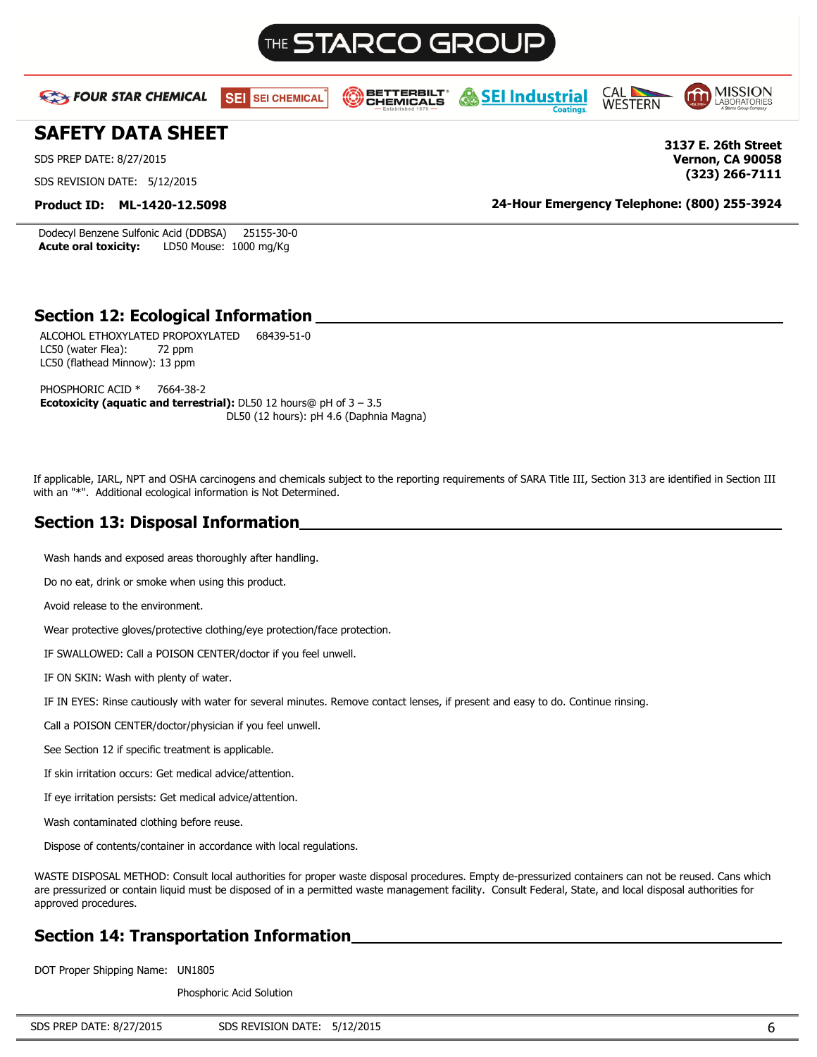Dodecyl Benzene Sulfonic Acid (DDBSA)    25155-30-0
**Acute oral toxicity:**    LD50 Mouse: 1000 mg/Kg

## Section 12: Ecological Information

ALCOHOL ETHOXYLATED PROPOXYLATED    68439-51-0
LC50 (water Flea):    72 ppm
LC50 (flathead Minnow): 13 ppm

PHOSPHORIC ACID *    7664-38-2
**Ecotoxicity (aquatic and terrestrial):** DL50 12 hours@ pH of 3 – 3.5
DL50 (12 hours): pH 4.6 (Daphnia Magna)

If applicable, IARL, NPT and OSHA carcinogens and chemicals subject to the reporting requirements of SARA Title III, Section 313 are identified in Section III with an "*". Additional ecological information is Not Determined.

## Section 13: Disposal Information

Wash hands and exposed areas thoroughly after handling.

Do no eat, drink or smoke when using this product.

Avoid release to the environment.

Wear protective gloves/protective clothing/eye protection/face protection.

IF SWALLOWED: Call a POISON CENTER/doctor if you feel unwell.

IF ON SKIN: Wash with plenty of water.

IF IN EYES: Rinse cautiously with water for several minutes. Remove contact lenses, if present and easy to do. Continue rinsing.

Call a POISON CENTER/doctor/physician if you feel unwell.

See Section 12 if specific treatment is applicable.

If skin irritation occurs: Get medical advice/attention.

If eye irritation persists: Get medical advice/attention.

Wash contaminated clothing before reuse.

Dispose of contents/container in accordance with local regulations.

WASTE DISPOSAL METHOD: Consult local authorities for proper waste disposal procedures. Empty de-pressurized containers can not be reused. Cans which are pressurized or contain liquid must be disposed of in a permitted waste management facility. Consult Federal, State, and local disposal authorities for approved procedures.

## Section 14: Transportation Information

DOT Proper Shipping Name: UN1805

Phosphoric Acid Solution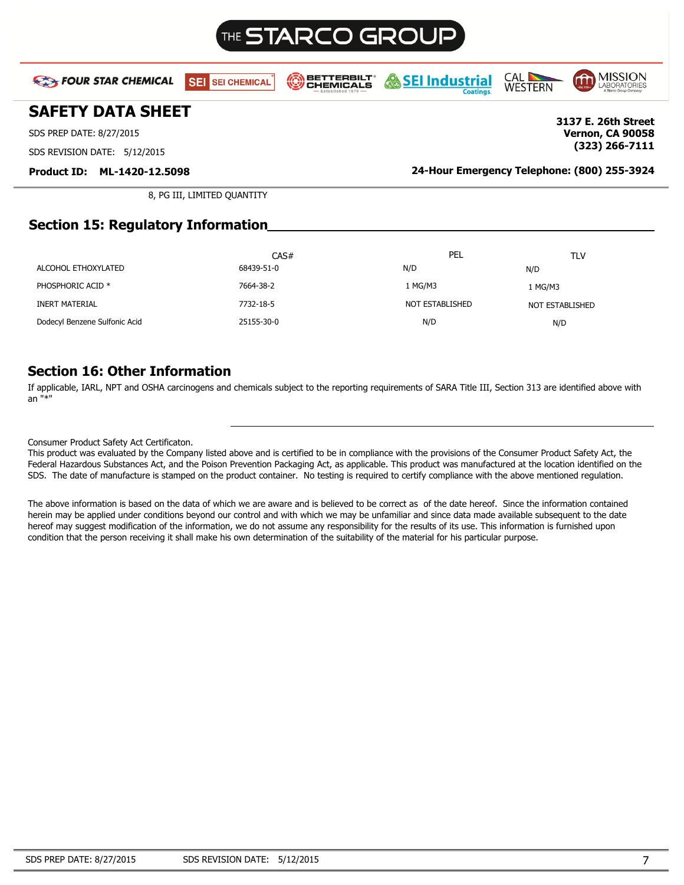8, PG III, LIMITED QUANTITY

## Section 15: Regulatory Information

| | CAS# | PEL | TLV |
|---|---|---|---|
| ALCOHOL ETHOXYLATED | 68439-51-0 | N/D | N/D |
| PHOSPHORIC ACID * | 7664-38-2 | 1 MG/M3 | 1 MG/M3 |
| INERT MATERIAL | 7732-18-5 | NOT ESTABLISHED | NOT ESTABLISHED |
| Dodecyl Benzene Sulfonic Acid | 25155-30-0 | N/D | N/D |

## Section 16: Other Information

If applicable, IARL, NPT and OSHA carcinogens and chemicals subject to the reporting requirements of SARA Title III, Section 313 are identified above with an "*"

Consumer Product Safety Act Certificaton.
This product was evaluated by the Company listed above and is certified to be in compliance with the provisions of the Consumer Product Safety Act, the Federal Hazardous Substances Act, and the Poison Prevention Packaging Act, as applicable. This product was manufactured at the location identified on the SDS. The date of manufacture is stamped on the product container. No testing is required to certify compliance with the above mentioned regulation.

The above information is based on the data of which we are aware and is believed to be correct as of the date hereof. Since the information contained herein may be applied under conditions beyond our control and with which we may be unfamiliar and since data made available subsequent to the date hereof may suggest modification of the information, we do not assume any responsibility for the results of its use. This information is furnished upon condition that the person receiving it shall make his own determination of the suitability of the material for his particular purpose.